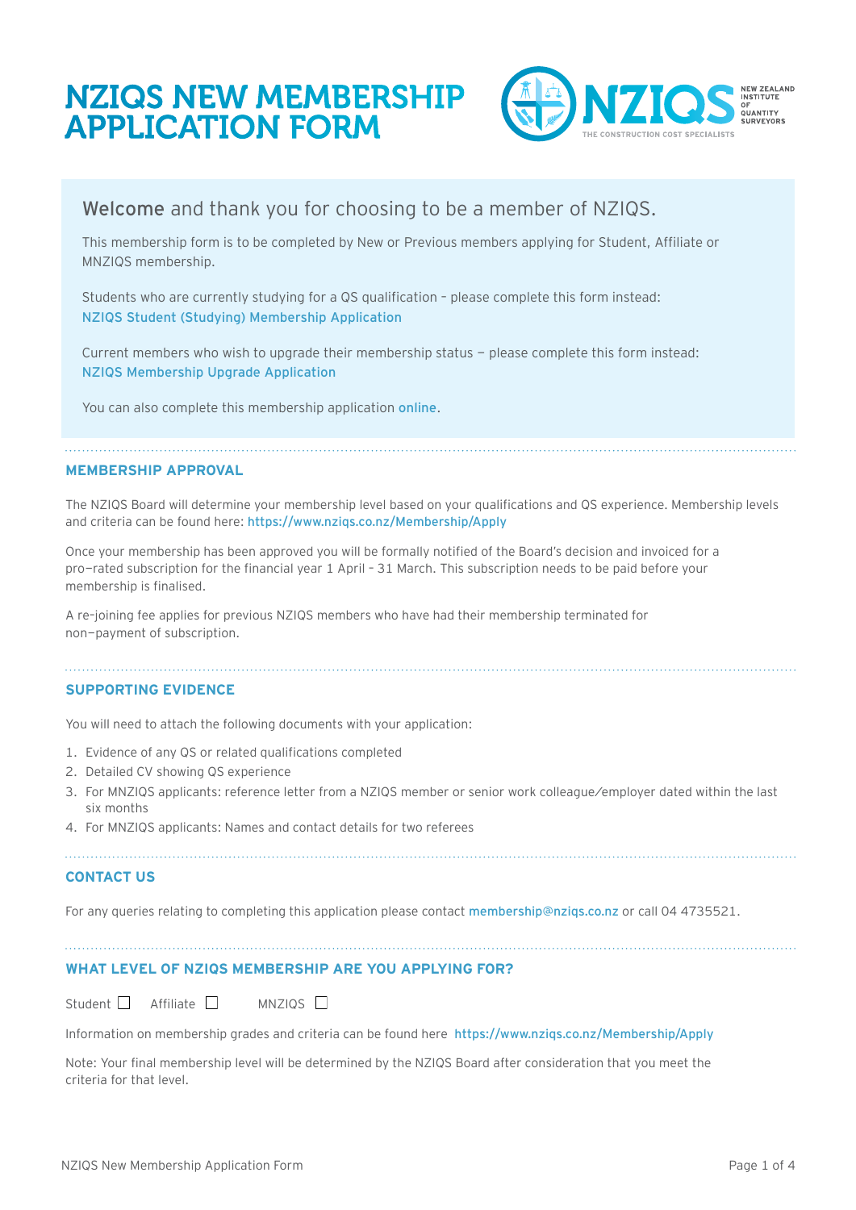# NZIQS NEW MEMBERSHIP APPLICATION FORM

**Welcome** and thank you for choosing to be a member of NZIQS.

This membership form is to be completed by New or Previous members applying for Student, Affiliate or MNZIQS membership.

Students who are currently studying for a QS qualification – please complete this form instead:
NZIQS Student (Studying) Membership Application

Current members who wish to upgrade their membership status – please complete this form instead:
NZIQS Membership Upgrade Application

You can also complete this membership application online.

## MEMBERSHIP APPROVAL

The NZIQS Board will determine your membership level based on your qualifications and QS experience. Membership levels and criteria can be found here: https://www.nziqs.co.nz/Membership/Apply

Once your membership has been approved you will be formally notified of the Board's decision and invoiced for a pro-rated subscription for the financial year 1 April – 31 March. This subscription needs to be paid before your membership is finalised.

A re-joining fee applies for previous NZIQS members who have had their membership terminated for non-payment of subscription.

## SUPPORTING EVIDENCE

You will need to attach the following documents with your application:

1. Evidence of any QS or related qualifications completed
2. Detailed CV showing QS experience
3. For MNZIQS applicants: reference letter from a NZIQS member or senior work colleague/employer dated within the last six months
4. For MNZIQS applicants: Names and contact details for two referees

## CONTACT US

For any queries relating to completing this application please contact membership@nziqs.co.nz or call 04 4735521.

## WHAT LEVEL OF NZIQS MEMBERSHIP ARE YOU APPLYING FOR?

Student ☐ Affiliate ☐ MNZIQS ☐

Information on membership grades and criteria can be found here https://www.nziqs.co.nz/Membership/Apply

Note: Your final membership level will be determined by the NZIQS Board after consideration that you meet the criteria for that level.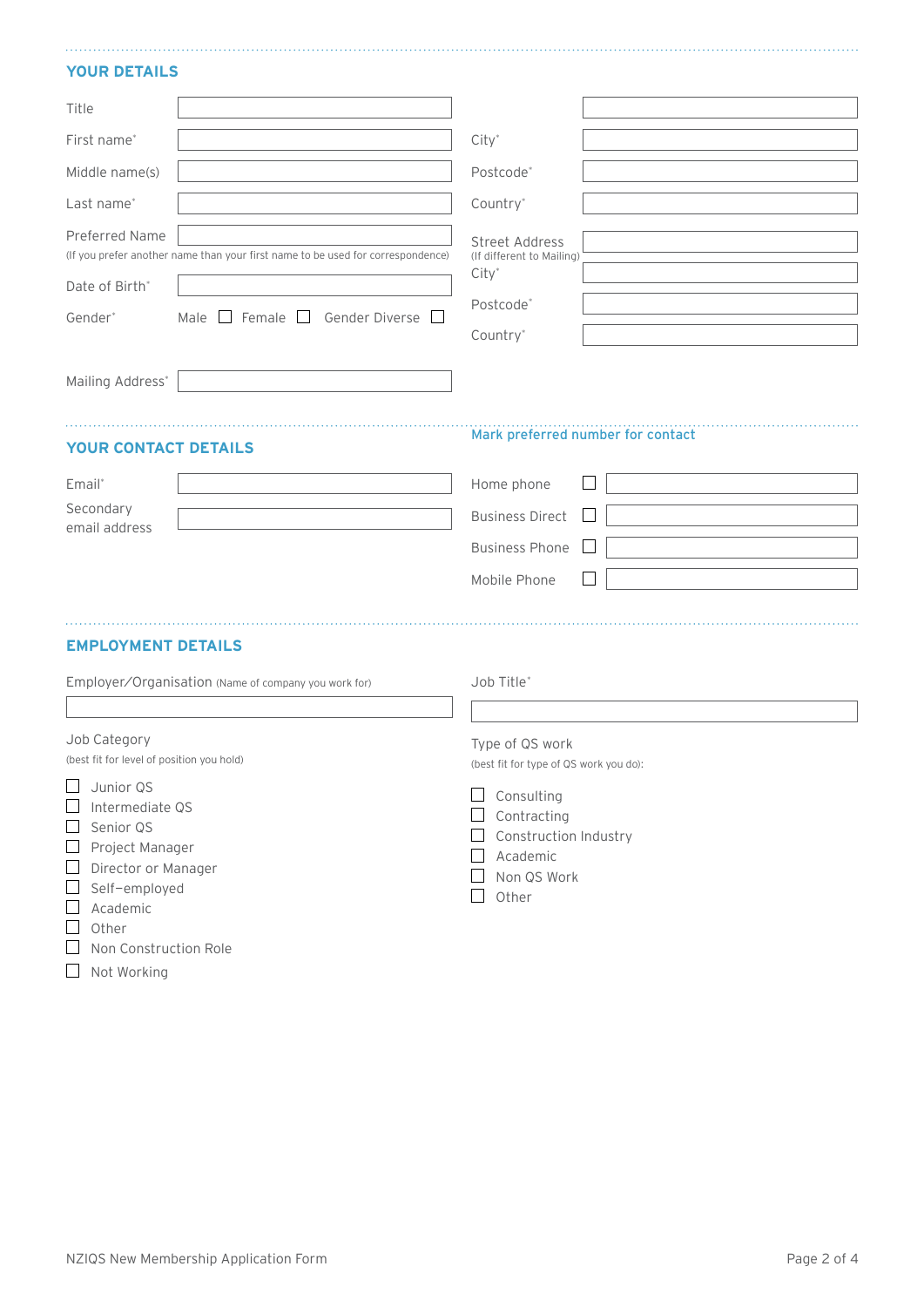## YOUR DETAILS

Title

First name*

Middle name(s)

Last name*

Preferred Name
(If you prefer another name than your first name to be used for correspondence)

Date of Birth*

Gender* Male ☐ Female ☐ Gender Diverse ☐

Mailing Address*

City*

Postcode*

Country*

Street Address
(If different to Mailing)

City*

Postcode*

Country*

## YOUR CONTACT DETAILS

Email*

Secondary email address

Mark preferred number for contact

Home phone ☐

Business Direct ☐

Business Phone ☐

Mobile Phone ☐

## EMPLOYMENT DETAILS

Employer/Organisation (Name of company you work for)

Job Category
(best fit for level of position you hold)

- ☐ Junior QS
- ☐ Intermediate QS
- ☐ Senior QS
- ☐ Project Manager
- ☐ Director or Manager
- ☐ Self-employed
- ☐ Academic
- ☐ Other
- ☐ Non Construction Role
- ☐ Not Working

Job Title*

Type of QS work
(best fit for type of QS work you do):

- ☐ Consulting
- ☐ Contracting
- ☐ Construction Industry
- ☐ Academic
- ☐ Non QS Work
- ☐ Other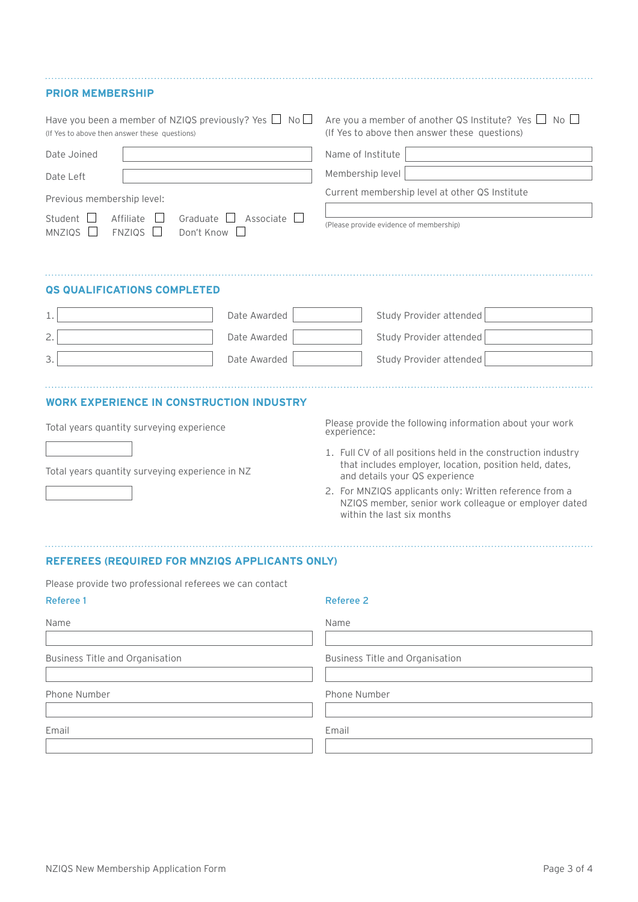## PRIOR MEMBERSHIP

Have you been a member of NZIQS previously? Yes ☐ No ☐
(If Yes to above then answer these questions)

Date Joined

Date Left

Previous membership level:

Student ☐ Affiliate ☐ Graduate ☐ Associate ☐
MNZIQS ☐ FNZIQS ☐ Don't Know ☐

Are you a member of another QS Institute? Yes ☐ No ☐
(If Yes to above then answer these questions)

Name of Institute

Membership level

Current membership level at other QS Institute

(Please provide evidence of membership)

## QS QUALIFICATIONS COMPLETED

| | Qualification | Date Awarded | Study Provider attended |
|---|---|---|---|
| 1. | | | |
| 2. | | | |
| 3. | | | |

## WORK EXPERIENCE IN CONSTRUCTION INDUSTRY

Total years quantity surveying experience

Total years quantity surveying experience in NZ

Please provide the following information about your work experience:

1. Full CV of all positions held in the construction industry that includes employer, location, position held, dates, and details your QS experience
2. For MNZIQS applicants only: Written reference from a NZIQS member, senior work colleague or employer dated within the last six months

## REFEREES (REQUIRED FOR MNZIQS APPLICANTS ONLY)

Please provide two professional referees we can contact

### Referee 1

Name

Business Title and Organisation

Phone Number

Email

### Referee 2

Name

Business Title and Organisation

Phone Number

Email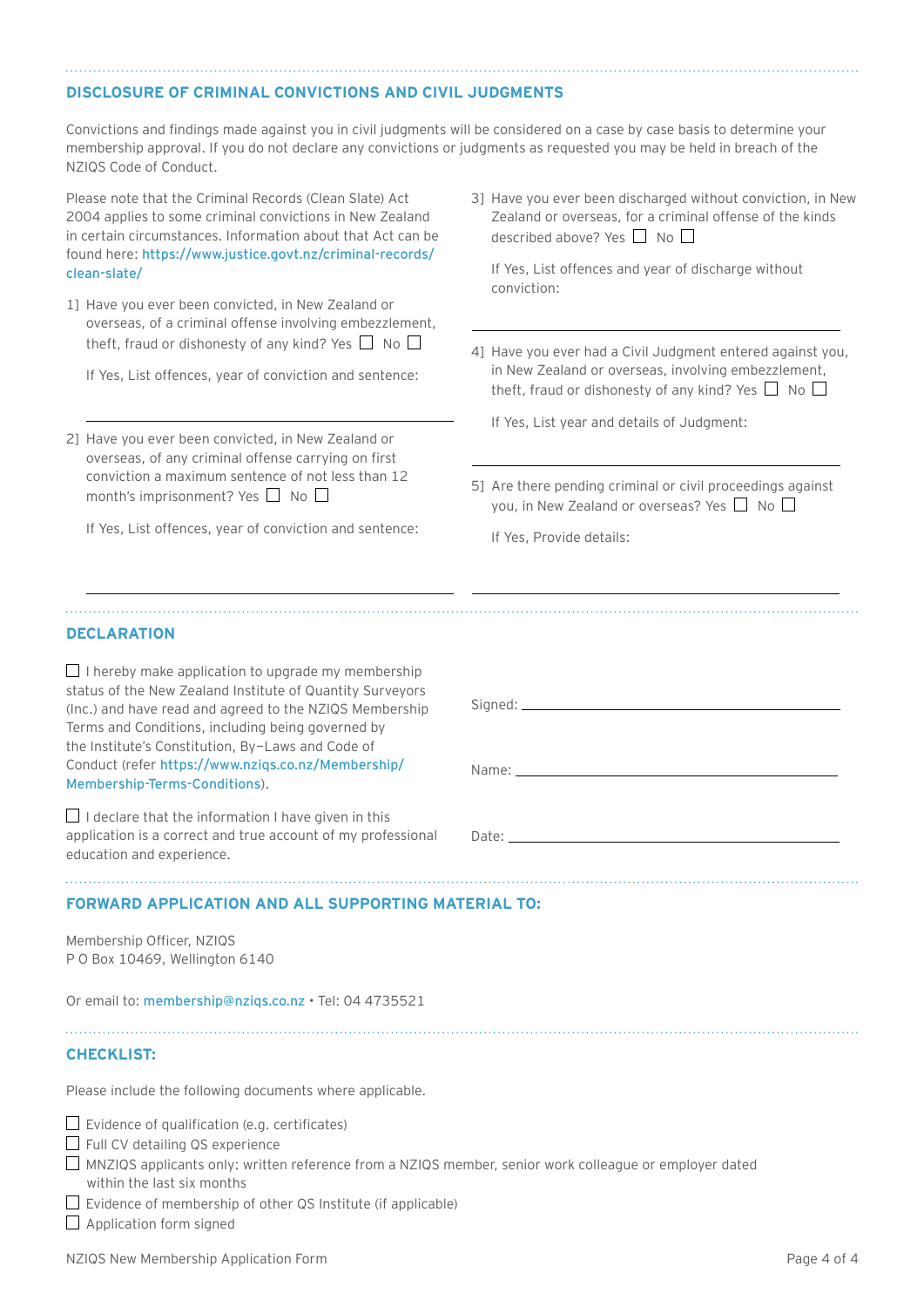## DISCLOSURE OF CRIMINAL CONVICTIONS AND CIVIL JUDGMENTS

Convictions and findings made against you in civil judgments will be considered on a case by case basis to determine your membership approval. If you do not declare any convictions or judgments as requested you may be held in breach of the NZIQS Code of Conduct.

Please note that the Criminal Records (Clean Slate) Act 2004 applies to some criminal convictions in New Zealand in certain circumstances. Information about that Act can be found here: https://www.justice.govt.nz/criminal-records/clean-slate/

1] Have you ever been convicted, in New Zealand or overseas, of a criminal offense involving embezzlement, theft, fraud or dishonesty of any kind? Yes ☐ No ☐

If Yes, List offences, year of conviction and sentence:

2] Have you ever been convicted, in New Zealand or overseas, of any criminal offense carrying on first conviction a maximum sentence of not less than 12 month's imprisonment? Yes ☐ No ☐

If Yes, List offences, year of conviction and sentence:

3] Have you ever been discharged without conviction, in New Zealand or overseas, for a criminal offense of the kinds described above? Yes ☐ No ☐

If Yes, List offences and year of discharge without conviction:

4] Have you ever had a Civil Judgment entered against you, in New Zealand or overseas, involving embezzlement, theft, fraud or dishonesty of any kind? Yes ☐ No ☐

If Yes, List year and details of Judgment:

5] Are there pending criminal or civil proceedings against you, in New Zealand or overseas? Yes ☐ No ☐

If Yes, Provide details:

## DECLARATION

☐ I hereby make application to upgrade my membership status of the New Zealand Institute of Quantity Surveyors (Inc.) and have read and agreed to the NZIQS Membership Terms and Conditions, including being governed by the Institute's Constitution, By–Laws and Code of Conduct (refer https://www.nziqs.co.nz/Membership/Membership-Terms-Conditions).

☐ I declare that the information I have given in this application is a correct and true account of my professional education and experience.

Signed: ____________________

Name: ____________________

Date: ____________________

## FORWARD APPLICATION AND ALL SUPPORTING MATERIAL TO:

Membership Officer, NZIQS
P O Box 10469, Wellington 6140

Or email to: membership@nziqs.co.nz • Tel: 04 4735521

## CHECKLIST:

Please include the following documents where applicable.

- ☐ Evidence of qualification (e.g. certificates)
- ☐ Full CV detailing QS experience
- ☐ MNZIQS applicants only: written reference from a NZIQS member, senior work colleague or employer dated within the last six months
- ☐ Evidence of membership of other QS Institute (if applicable)
- ☐ Application form signed

NZIQS New Membership Application Form